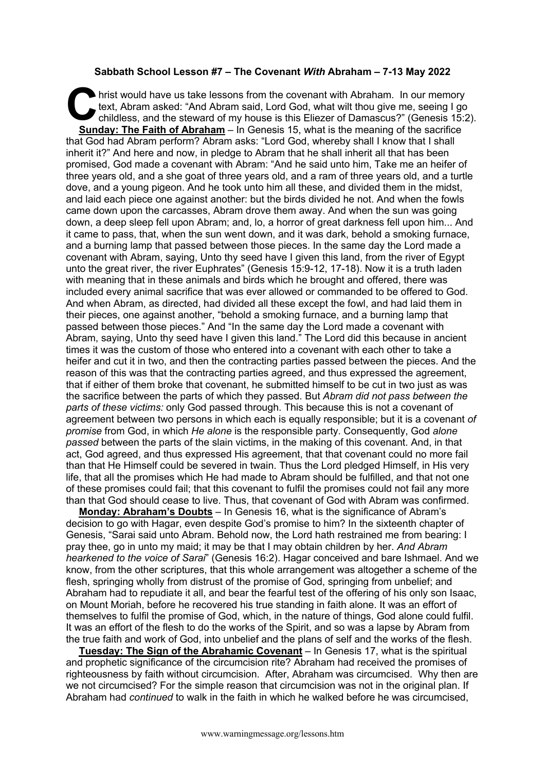**Sabbath School Lesson #7 – The Covenant *With* Abraham – 7-13 May 2022**

Christ would have us take lessons from the covenant with Abraham. In our memory text, Abram asked: "And Abram said, Lord God, what wilt thou give me, seeing I go childless, and the steward of my house is this Eliezer of Damascus?" (Genesis 15:2).

**Sunday: The Faith of Abraham** – In Genesis 15, what is the meaning of the sacrifice that God had Abram perform? Abram asks: "Lord God, whereby shall I know that I shall inherit it?" And here and now, in pledge to Abram that he shall inherit all that has been promised, God made a covenant with Abram: "And he said unto him, Take me an heifer of three years old, and a she goat of three years old, and a ram of three years old, and a turtle dove, and a young pigeon. And he took unto him all these, and divided them in the midst, and laid each piece one against another: but the birds divided he not. And when the fowls came down upon the carcasses, Abram drove them away. And when the sun was going down, a deep sleep fell upon Abram; and, lo, a horror of great darkness fell upon him... And it came to pass, that, when the sun went down, and it was dark, behold a smoking furnace, and a burning lamp that passed between those pieces. In the same day the Lord made a covenant with Abram, saying, Unto thy seed have I given this land, from the river of Egypt unto the great river, the river Euphrates" (Genesis 15:9-12, 17-18). Now it is a truth laden with meaning that in these animals and birds which he brought and offered, there was included every animal sacrifice that was ever allowed or commanded to be offered to God. And when Abram, as directed, had divided all these except the fowl, and had laid them in their pieces, one against another, "behold a smoking furnace, and a burning lamp that passed between those pieces." And "In the same day the Lord made a covenant with Abram, saying, Unto thy seed have I given this land." The Lord did this because in ancient times it was the custom of those who entered into a covenant with each other to take a heifer and cut it in two, and then the contracting parties passed between the pieces. And the reason of this was that the contracting parties agreed, and thus expressed the agreement, that if either of them broke that covenant, he submitted himself to be cut in two just as was the sacrifice between the parts of which they passed. But *Abram did not pass between the parts of these victims:* only God passed through. This because this is not a covenant of agreement between two persons in which each is equally responsible; but it is a covenant *of promise* from God, in which *He alone* is the responsible party. Consequently, God *alone passed* between the parts of the slain victims, in the making of this covenant. And, in that act, God agreed, and thus expressed His agreement, that that covenant could no more fail than that He Himself could be severed in twain. Thus the Lord pledged Himself, in His very life, that all the promises which He had made to Abram should be fulfilled, and that not one of these promises could fail; that this covenant to fulfil the promises could not fail any more than that God should cease to live. Thus, that covenant of God with Abram was confirmed.

**Monday: Abraham's Doubts** – In Genesis 16, what is the significance of Abram's decision to go with Hagar, even despite God's promise to him? In the sixteenth chapter of Genesis, "Sarai said unto Abram. Behold now, the Lord hath restrained me from bearing: I pray thee, go in unto my maid; it may be that I may obtain children by her. *And Abram hearkened to the voice of Sarai*" (Genesis 16:2). Hagar conceived and bare Ishmael. And we know, from the other scriptures, that this whole arrangement was altogether a scheme of the flesh, springing wholly from distrust of the promise of God, springing from unbelief; and Abraham had to repudiate it all, and bear the fearful test of the offering of his only son Isaac, on Mount Moriah, before he recovered his true standing in faith alone. It was an effort of themselves to fulfil the promise of God, which, in the nature of things, God alone could fulfil. It was an effort of the flesh to do the works of the Spirit, and so was a lapse by Abram from the true faith and work of God, into unbelief and the plans of self and the works of the flesh.

**Tuesday: The Sign of the Abrahamic Covenant** – In Genesis 17, what is the spiritual and prophetic significance of the circumcision rite? Abraham had received the promises of righteousness by faith without circumcision. After, Abraham was circumcised. Why then are we not circumcised? For the simple reason that circumcision was not in the original plan. If Abraham had *continued* to walk in the faith in which he walked before he was circumcised,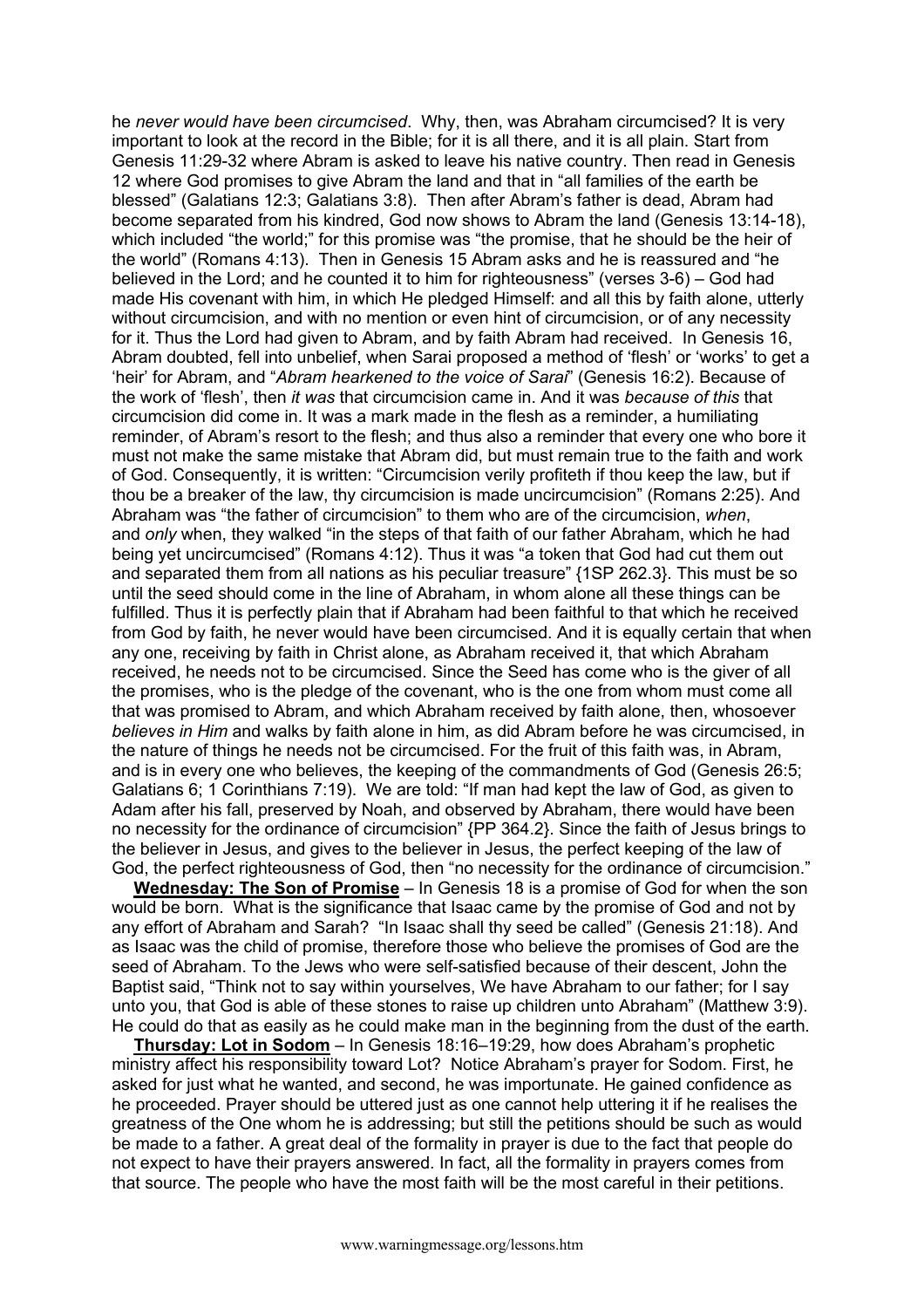he *never would have been circumcised*. Why, then, was Abraham circumcised? It is very important to look at the record in the Bible; for it is all there, and it is all plain. Start from Genesis 11:29-32 where Abram is asked to leave his native country. Then read in Genesis 12 where God promises to give Abram the land and that in "all families of the earth be blessed" (Galatians 12:3; Galatians 3:8). Then after Abram's father is dead, Abram had become separated from his kindred, God now shows to Abram the land (Genesis 13:14-18), which included "the world;" for this promise was "the promise, that he should be the heir of the world" (Romans 4:13). Then in Genesis 15 Abram asks and he is reassured and "he believed in the Lord; and he counted it to him for righteousness" (verses 3-6) – God had made His covenant with him, in which He pledged Himself: and all this by faith alone, utterly without circumcision, and with no mention or even hint of circumcision, or of any necessity for it. Thus the Lord had given to Abram, and by faith Abram had received. In Genesis 16, Abram doubted, fell into unbelief, when Sarai proposed a method of 'flesh' or 'works' to get a 'heir' for Abram, and "*Abram hearkened to the voice of Sarai*" (Genesis 16:2). Because of the work of 'flesh', then *it was* that circumcision came in. And it was *because of this* that circumcision did come in. It was a mark made in the flesh as a reminder, a humiliating reminder, of Abram's resort to the flesh; and thus also a reminder that every one who bore it must not make the same mistake that Abram did, but must remain true to the faith and work of God. Consequently, it is written: "Circumcision verily profiteth if thou keep the law, but if thou be a breaker of the law, thy circumcision is made uncircumcision" (Romans 2:25). And Abraham was "the father of circumcision" to them who are of the circumcision, *when*, and *only* when, they walked "in the steps of that faith of our father Abraham, which he had being yet uncircumcised" (Romans 4:12). Thus it was "a token that God had cut them out and separated them from all nations as his peculiar treasure" {1SP 262.3}. This must be so until the seed should come in the line of Abraham, in whom alone all these things can be fulfilled. Thus it is perfectly plain that if Abraham had been faithful to that which he received from God by faith, he never would have been circumcised. And it is equally certain that when any one, receiving by faith in Christ alone, as Abraham received it, that which Abraham received, he needs not to be circumcised. Since the Seed has come who is the giver of all the promises, who is the pledge of the covenant, who is the one from whom must come all that was promised to Abram, and which Abraham received by faith alone, then, whosoever *believes in Him* and walks by faith alone in him, as did Abram before he was circumcised, in the nature of things he needs not be circumcised. For the fruit of this faith was, in Abram, and is in every one who believes, the keeping of the commandments of God (Genesis 26:5; Galatians 6; 1 Corinthians 7:19). We are told: "If man had kept the law of God, as given to Adam after his fall, preserved by Noah, and observed by Abraham, there would have been no necessity for the ordinance of circumcision" {PP 364.2}. Since the faith of Jesus brings to the believer in Jesus, and gives to the believer in Jesus, the perfect keeping of the law of God, the perfect righteousness of God, then "no necessity for the ordinance of circumcision."

**Wednesday: The Son of Promise** – In Genesis 18 is a promise of God for when the son would be born. What is the significance that Isaac came by the promise of God and not by any effort of Abraham and Sarah? "In Isaac shall thy seed be called" (Genesis 21:18). And as Isaac was the child of promise, therefore those who believe the promises of God are the seed of Abraham. To the Jews who were self-satisfied because of their descent, John the Baptist said, "Think not to say within yourselves, We have Abraham to our father; for I say unto you, that God is able of these stones to raise up children unto Abraham" (Matthew 3:9). He could do that as easily as he could make man in the beginning from the dust of the earth.

**Thursday: Lot in Sodom** – In Genesis 18:16–19:29, how does Abraham's prophetic ministry affect his responsibility toward Lot? Notice Abraham's prayer for Sodom. First, he asked for just what he wanted, and second, he was importunate. He gained confidence as he proceeded. Prayer should be uttered just as one cannot help uttering it if he realises the greatness of the One whom he is addressing; but still the petitions should be such as would be made to a father. A great deal of the formality in prayer is due to the fact that people do not expect to have their prayers answered. In fact, all the formality in prayers comes from that source. The people who have the most faith will be the most careful in their petitions.